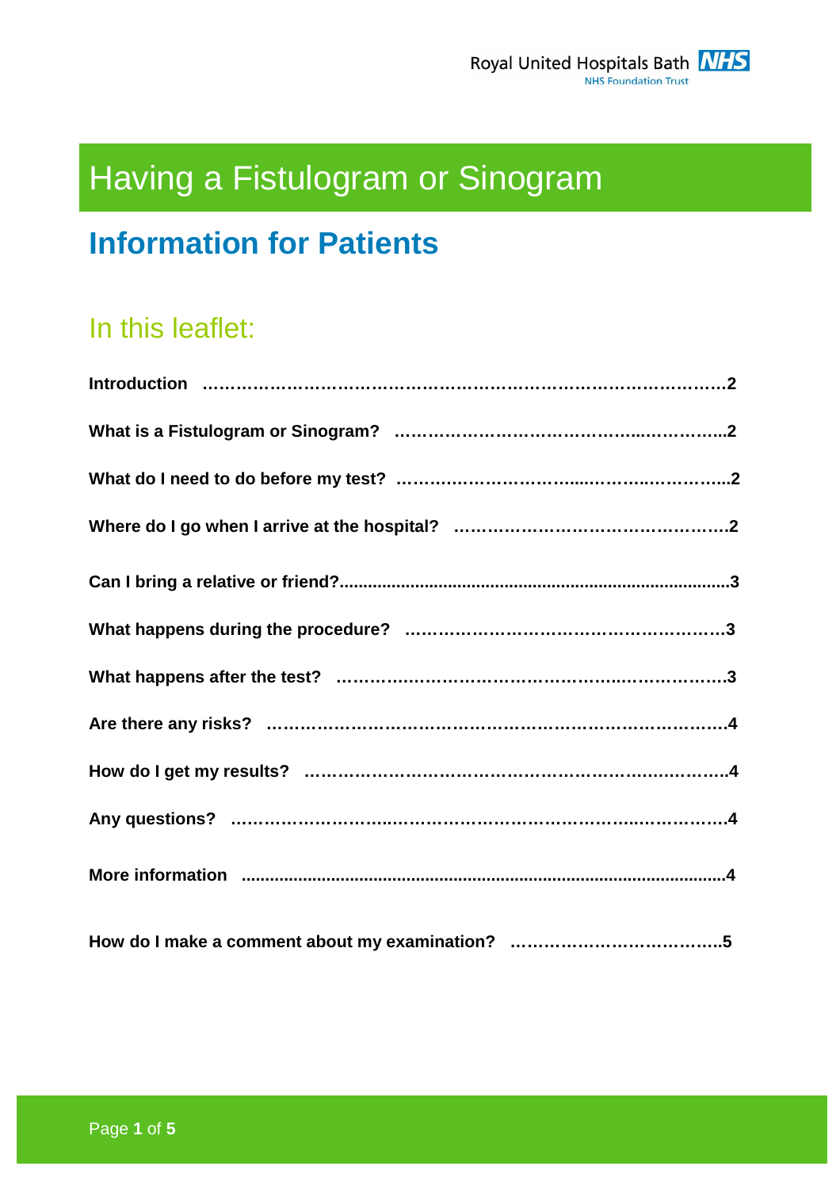Royal United Hospitals Bath NHS Foundation Trust

# Having a Fistulogram or Sinogram

## Information for Patients

### In this leaflet:

**Introduction** ……………………………………………………………………………2

**What is a Fistulogram or Sinogram?** ……………………………………..…………..2

**What do I need to do before my test?** ……………………………...……….…………..2

**Where do I go when I arrive at the hospital?** …………………………………………2

**Can I bring a relative or friend?**...................................................................................3

**What happens during the procedure?** ………………………………………………3

**What happens after the test?** ……….……………………………………….…….…3

**Are there any risks?** ……………………………………………………………………4

**How do I get my results?** ……………………………………………………….…….4

**Any questions?** ……………………...……………………………………...……….…4

**More information** .....................................................................................................4

**How do I make a comment about my examination?** ………………………………..5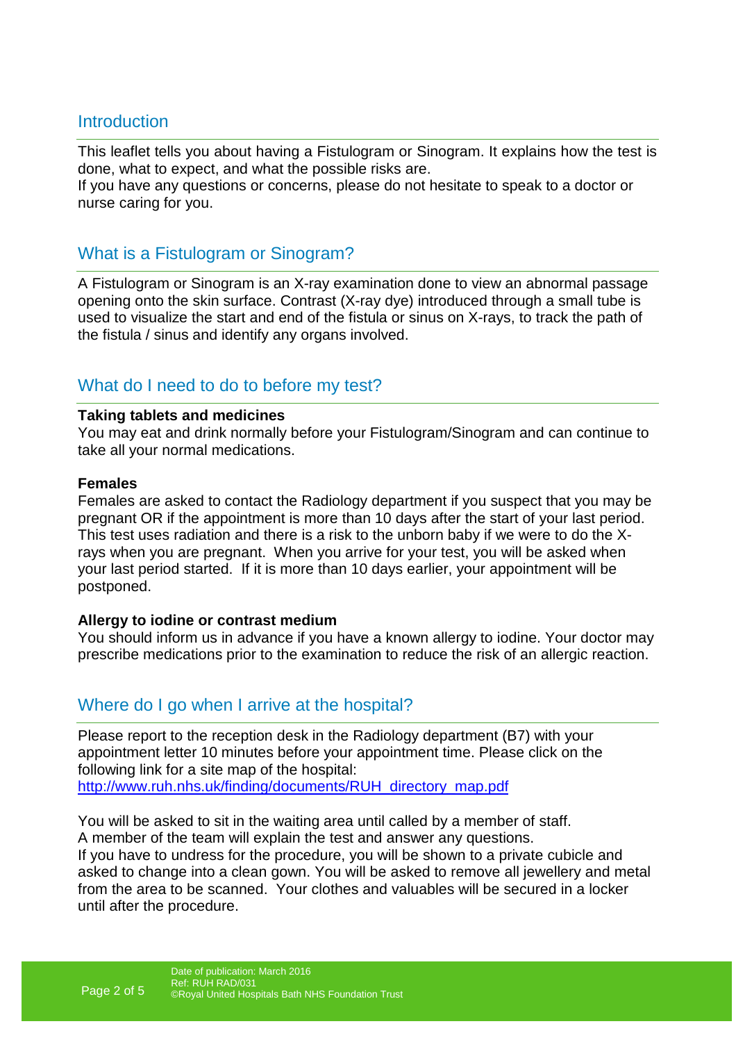## Introduction

This leaflet tells you about having a Fistulogram or Sinogram. It explains how the test is done, what to expect, and what the possible risks are.
If you have any questions or concerns, please do not hesitate to speak to a doctor or nurse caring for you.

## What is a Fistulogram or Sinogram?

A Fistulogram or Sinogram is an X-ray examination done to view an abnormal passage opening onto the skin surface. Contrast (X-ray dye) introduced through a small tube is used to visualize the start and end of the fistula or sinus on X-rays, to track the path of the fistula / sinus and identify any organs involved.

## What do I need to do to before my test?

**Taking tablets and medicines**
You may eat and drink normally before your Fistulogram/Sinogram and can continue to take all your normal medications.

**Females**
Females are asked to contact the Radiology department if you suspect that you may be pregnant OR if the appointment is more than 10 days after the start of your last period. This test uses radiation and there is a risk to the unborn baby if we were to do the X-rays when you are pregnant. When you arrive for your test, you will be asked when your last period started. If it is more than 10 days earlier, your appointment will be postponed.

**Allergy to iodine or contrast medium**
You should inform us in advance if you have a known allergy to iodine. Your doctor may prescribe medications prior to the examination to reduce the risk of an allergic reaction.

## Where do I go when I arrive at the hospital?

Please report to the reception desk in the Radiology department (B7) with your appointment letter 10 minutes before your appointment time. Please click on the following link for a site map of the hospital:
[http://www.ruh.nhs.uk/finding/documents/RUH_directory_map.pdf](http://www.ruh.nhs.uk/finding/documents/RUH_directory_map.pdf)

You will be asked to sit in the waiting area until called by a member of staff.
A member of the team will explain the test and answer any questions.
If you have to undress for the procedure, you will be shown to a private cubicle and asked to change into a clean gown. You will be asked to remove all jewellery and metal from the area to be scanned. Your clothes and valuables will be secured in a locker until after the procedure.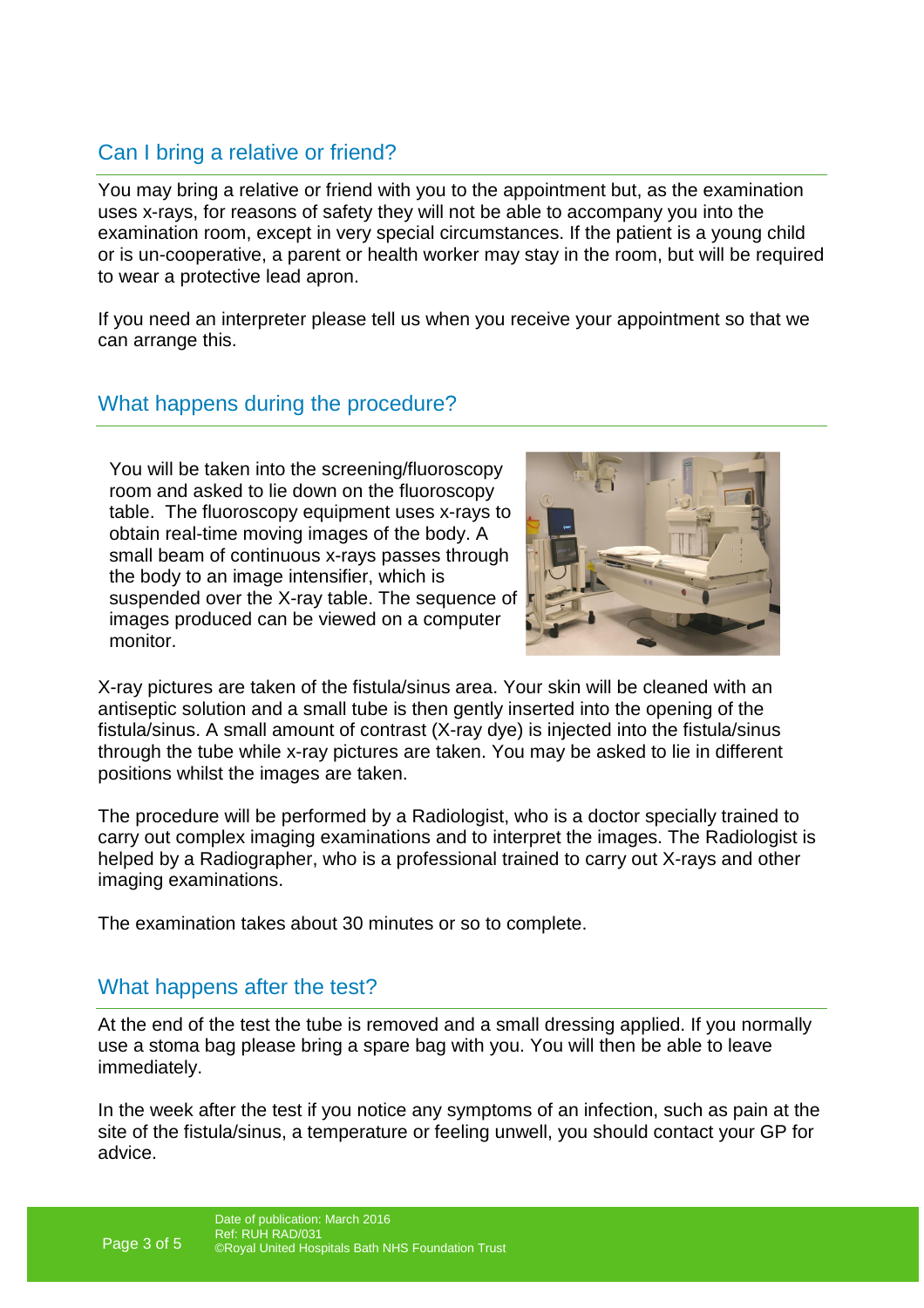## Can I bring a relative or friend?

You may bring a relative or friend with you to the appointment but, as the examination uses x-rays, for reasons of safety they will not be able to accompany you into the examination room, except in very special circumstances. If the patient is a young child or is un-cooperative, a parent or health worker may stay in the room, but will be required to wear a protective lead apron.

If you need an interpreter please tell us when you receive your appointment so that we can arrange this.

## What happens during the procedure?

You will be taken into the screening/fluoroscopy room and asked to lie down on the fluoroscopy table. The fluoroscopy equipment uses x-rays to obtain real-time moving images of the body. A small beam of continuous x-rays passes through the body to an image intensifier, which is suspended over the X-ray table. The sequence of images produced can be viewed on a computer monitor.

X-ray pictures are taken of the fistula/sinus area. Your skin will be cleaned with an antiseptic solution and a small tube is then gently inserted into the opening of the fistula/sinus. A small amount of contrast (X-ray dye) is injected into the fistula/sinus through the tube while x-ray pictures are taken. You may be asked to lie in different positions whilst the images are taken.

The procedure will be performed by a Radiologist, who is a doctor specially trained to carry out complex imaging examinations and to interpret the images. The Radiologist is helped by a Radiographer, who is a professional trained to carry out X-rays and other imaging examinations.

The examination takes about 30 minutes or so to complete.

## What happens after the test?

At the end of the test the tube is removed and a small dressing applied. If you normally use a stoma bag please bring a spare bag with you. You will then be able to leave immediately.

In the week after the test if you notice any symptoms of an infection, such as pain at the site of the fistula/sinus, a temperature or feeling unwell, you should contact your GP for advice.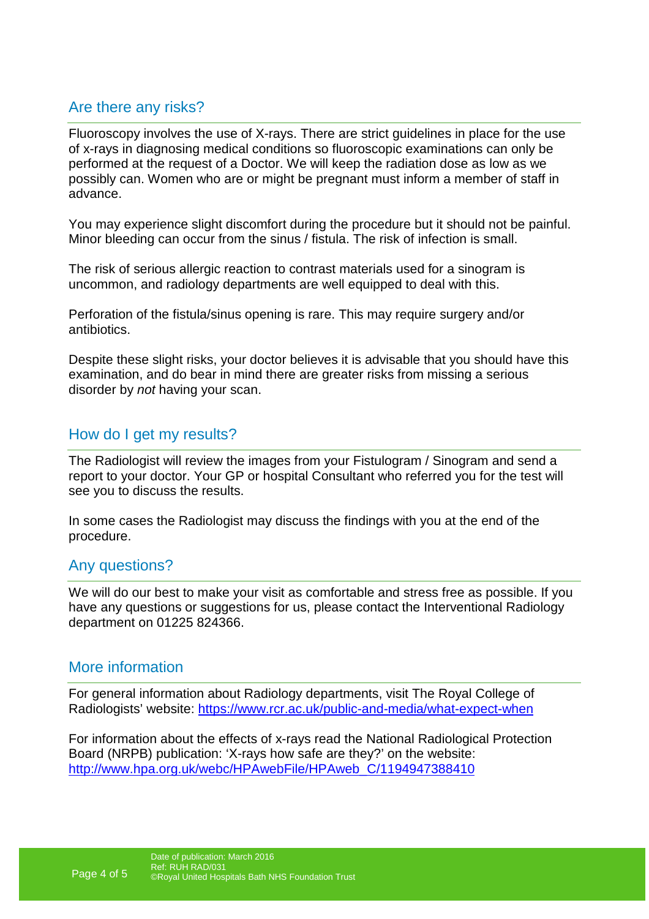## Are there any risks?

Fluoroscopy involves the use of X-rays. There are strict guidelines in place for the use of x-rays in diagnosing medical conditions so fluoroscopic examinations can only be performed at the request of a Doctor. We will keep the radiation dose as low as we possibly can. Women who are or might be pregnant must inform a member of staff in advance.

You may experience slight discomfort during the procedure but it should not be painful. Minor bleeding can occur from the sinus / fistula. The risk of infection is small.

The risk of serious allergic reaction to contrast materials used for a sinogram is uncommon, and radiology departments are well equipped to deal with this.

Perforation of the fistula/sinus opening is rare. This may require surgery and/or antibiotics.

Despite these slight risks, your doctor believes it is advisable that you should have this examination, and do bear in mind there are greater risks from missing a serious disorder by *not* having your scan.

## How do I get my results?

The Radiologist will review the images from your Fistulogram / Sinogram and send a report to your doctor. Your GP or hospital Consultant who referred you for the test will see you to discuss the results.

In some cases the Radiologist may discuss the findings with you at the end of the procedure.

## Any questions?

We will do our best to make your visit as comfortable and stress free as possible. If you have any questions or suggestions for us, please contact the Interventional Radiology department on 01225 824366.

## More information

For general information about Radiology departments, visit The Royal College of Radiologists' website: https://www.rcr.ac.uk/public-and-media/what-expect-when

For information about the effects of x-rays read the National Radiological Protection Board (NRPB) publication: 'X-rays how safe are they?' on the website: http://www.hpa.org.uk/webc/HPAwebFile/HPAweb_C/1194947388410

Date of publication: March 2016
Ref: RUH RAD/031
©Royal United Hospitals Bath NHS Foundation Trust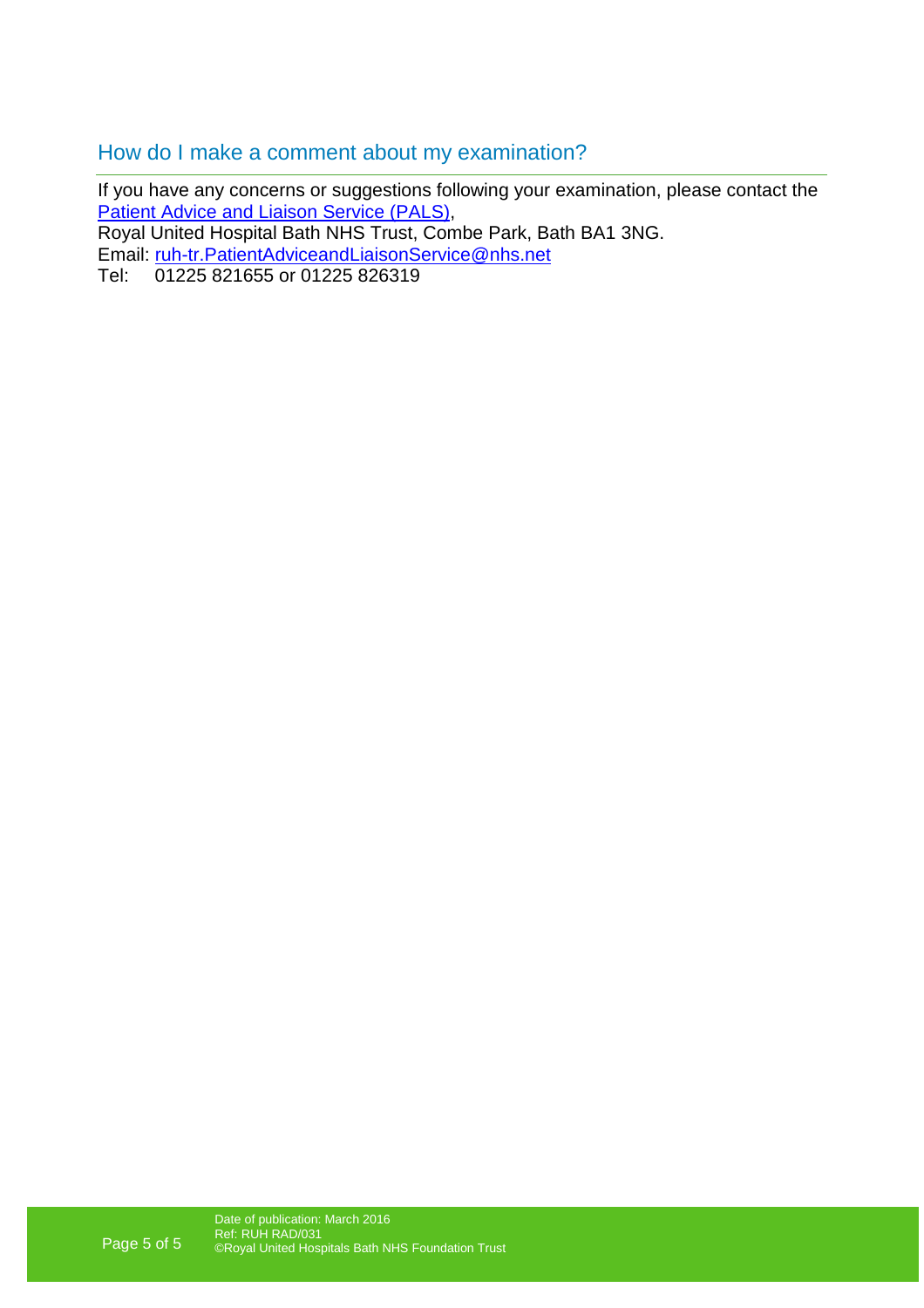## How do I make a comment about my examination?

If you have any concerns or suggestions following your examination, please contact the Patient Advice and Liaison Service (PALS),
Royal United Hospital Bath NHS Trust, Combe Park, Bath BA1 3NG.
Email: ruh-tr.PatientAdviceandLiaisonService@nhs.net
Tel: 01225 821655 or 01225 826319

Date of publication: March 2016
Ref: RUH RAD/031
©Royal United Hospitals Bath NHS Foundation Trust